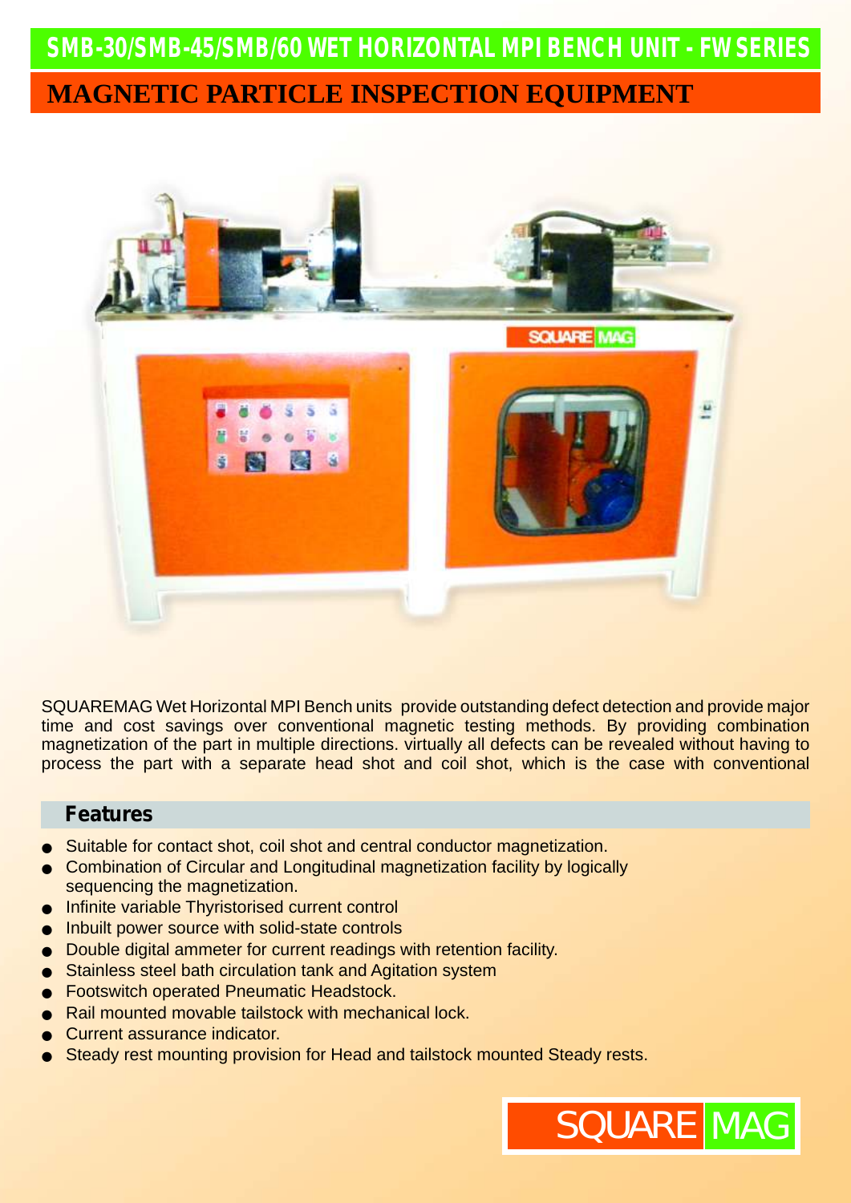## SMB-30/SMB-45/SMB/60 WET HORIZONTAL MPI BENCH UNIT - FW SERIES

# MAGNETIC PARTICLE INSPECTION EQUIPMENT

SQUAREMAG Wet Horizontal MPI Bench units provide outstanding defect detection and provide major time and cost savings over conventional magnetic testing methods. By providing combination magnetization of the part in multiple directions. virtually all defects can be revealed without having to process the part with a separate head shot and coil shot, which is the case with conventional

### Features

- Suitable for contact shot, coil shot and central conductor magnetization.
- Combination of Circular and Longitudinal magnetization facility by logically sequencing the magnetization.
- Infinite variable Thyristorised current control
- Inbuilt power source with solid-state controls
- Double digital ammeter for current readings with retention facility.
- Stainless steel bath circulation tank and Agitation system
- Footswitch operated Pneumatic Headstock.
- Rail mounted movable tailstock with mechanical lock.
- Current assurance indicator.
- Steady rest mounting provision for Head and tailstock mounted Steady rests.

SQUARE MAG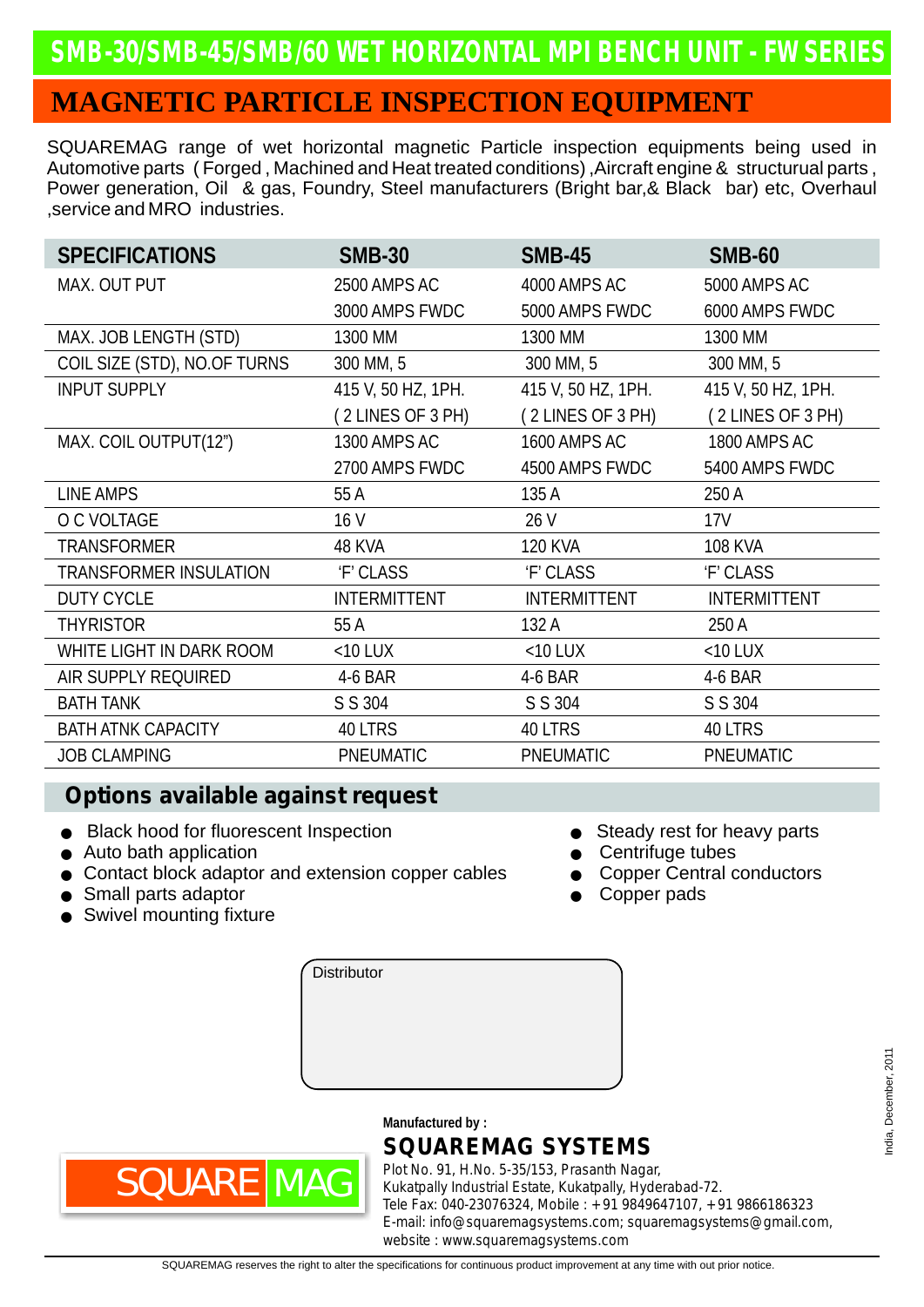# SMB-30/SMB-45/SMB/60 WET HORIZONTAL MPI BENCH UNIT - FW SERIES

## MAGNETIC PARTICLE INSPECTION EQUIPMENT

SQUAREMAG range of wet horizontal magnetic Particle inspection equipments being used in Automotive parts ( Forged , Machined and Heat treated conditions) ,Aircraft engine & structural parts , Power generation, Oil & gas, Foundry, Steel manufacturers (Bright bar,& Black bar) etc, Overhaul ,service and MRO industries.

| SPECIFICATIONS | SMB-30 | SMB-45 | SMB-60 |
|---|---|---|---|
| MAX. OUT PUT | 2500 AMPS AC<br>3000 AMPS FWDC | 4000 AMPS AC<br>5000 AMPS FWDC | 5000 AMPS AC<br>6000 AMPS FWDC |
| MAX. JOB LENGTH (STD) | 1300 MM | 1300 MM | 1300 MM |
| COIL SIZE (STD), NO.OF TURNS | 300 MM, 5 | 300 MM, 5 | 300 MM, 5 |
| INPUT SUPPLY | 415 V, 50 HZ, 1PH.<br>( 2 LINES OF 3 PH) | 415 V, 50 HZ, 1PH.<br>( 2 LINES OF 3 PH) | 415 V, 50 HZ, 1PH.<br>( 2 LINES OF 3 PH) |
| MAX. COIL OUTPUT(12") | 1300 AMPS AC<br>2700 AMPS FWDC | 1600 AMPS AC<br>4500 AMPS FWDC | 1800 AMPS AC<br>5400 AMPS FWDC |
| LINE AMPS | 55 A | 135 A | 250 A |
| O C VOLTAGE | 16 V | 26 V | 17V |
| TRANSFORMER | 48 KVA | 120 KVA | 108 KVA |
| TRANSFORMER INSULATION | 'F' CLASS | 'F' CLASS | 'F' CLASS |
| DUTY CYCLE | INTERMITTENT | INTERMITTENT | INTERMITTENT |
| THYRISTOR | 55 A | 132 A | 250 A |
| WHITE LIGHT IN DARK ROOM | <10 LUX | <10 LUX | <10 LUX |
| AIR SUPPLY REQUIRED | 4-6 BAR | 4-6 BAR | 4-6 BAR |
| BATH TANK | S S 304 | S S 304 | S S 304 |
| BATH ATNK CAPACITY | 40 LTRS | 40 LTRS | 40 LTRS |
| JOB CLAMPING | PNEUMATIC | PNEUMATIC | PNEUMATIC |

## Options available against request

- Black hood for fluorescent Inspection
- Auto bath application
- Contact block adaptor and extension copper cables
- Small parts adaptor
- Swivel mounting fixture
- Steady rest for heavy parts
- Centrifuge tubes
- Copper Central conductors
- Copper pads

Distributor

SQUARE MAG

**Manufactured by :**

**SQUAREMAG SYSTEMS**

Plot No. 91, H.No. 5-35/153, Prasanth Nagar,
Kukatpally Industrial Estate, Kukatpally, Hyderabad-72.
Tele Fax: 040-23076324, Mobile : +91 9849647107, +91 9866186323
E-mail: info@squaremagsystems.com; squaremagsystems@gmail.com,
website : www.squaremagsystems.com

India, December, 2011

SQUAREMAG reserves the right to alter the specifications for continuous product improvement at any time with out prior notice.